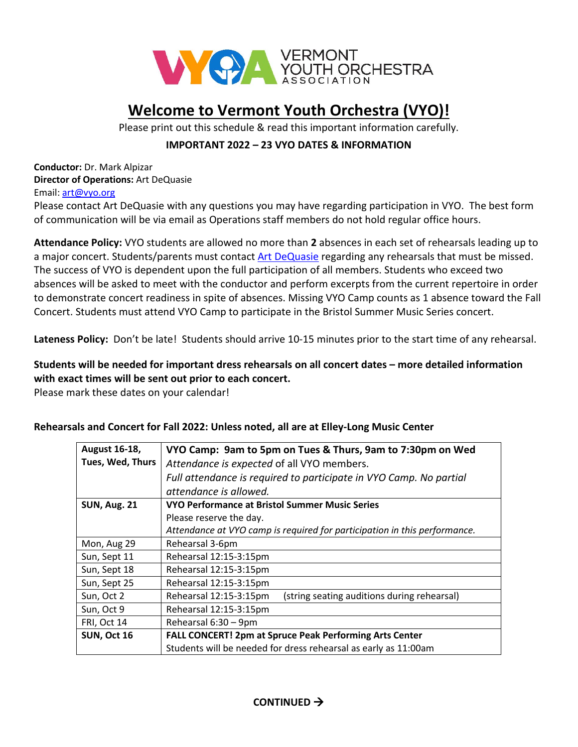VERMONT YOUTH ORCHESTRA ASSOCIATION

# Welcome to Vermont Youth Orchestra (VYO)!

Please print out this schedule & read this important information carefully.

**IMPORTANT 2022 – 23 VYO DATES & INFORMATION**

**Conductor:** Dr. Mark Alpizar
**Director of Operations:** Art DeQuasie
Email: art@vyo.org
Please contact Art DeQuasie with any questions you may have regarding participation in VYO. The best form of communication will be via email as Operations staff members do not hold regular office hours.

**Attendance Policy:** VYO students are allowed no more than **2** absences in each set of rehearsals leading up to a major concert. Students/parents must contact Art DeQuasie regarding any rehearsals that must be missed. The success of VYO is dependent upon the full participation of all members. Students who exceed two absences will be asked to meet with the conductor and perform excerpts from the current repertoire in order to demonstrate concert readiness in spite of absences. Missing VYO Camp counts as 1 absence toward the Fall Concert. Students must attend VYO Camp to participate in the Bristol Summer Music Series concert.

**Lateness Policy:** Don't be late! Students should arrive 10-15 minutes prior to the start time of any rehearsal.

**Students will be needed for important dress rehearsals on all concert dates – more detailed information with exact times will be sent out prior to each concert.**
Please mark these dates on your calendar!

**Rehearsals and Concert for Fall 2022: Unless noted, all are at Elley-Long Music Center**

| Date | Event |
|---|---|
| **August 16-18, Tues, Wed, Thurs** | **VYO Camp: 9am to 5pm on Tues & Thurs, 9am to 7:30pm on Wed** *Attendance is expected* of all VYO members. *Full attendance is required to participate in VYO Camp. No partial attendance is allowed.* |
| **SUN, Aug. 21** | **VYO Performance at Bristol Summer Music Series** Please reserve the day. *Attendance at VYO camp is required for participation in this performance.* |
| Mon, Aug 29 | Rehearsal 3-6pm |
| Sun, Sept 11 | Rehearsal 12:15-3:15pm |
| Sun, Sept 18 | Rehearsal 12:15-3:15pm |
| Sun, Sept 25 | Rehearsal 12:15-3:15pm |
| Sun, Oct 2 | Rehearsal 12:15-3:15pm (string seating auditions during rehearsal) |
| Sun, Oct 9 | Rehearsal 12:15-3:15pm |
| FRI, Oct 14 | Rehearsal 6:30 – 9pm |
| **SUN, Oct 16** | **FALL CONCERT! 2pm at Spruce Peak Performing Arts Center** Students will be needed for dress rehearsal as early as 11:00am |

**CONTINUED →**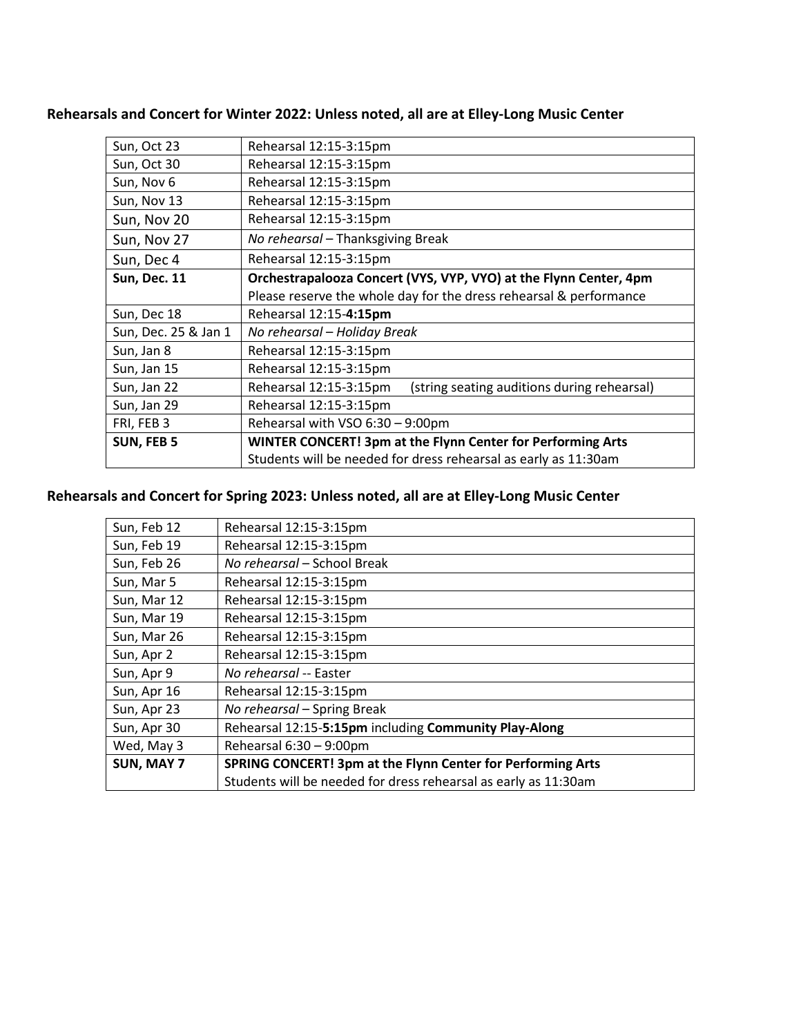**Rehearsals and Concert for Winter 2022: Unless noted, all are at Elley-Long Music Center**

| | |
|---|---|
| Sun, Oct 23 | Rehearsal 12:15-3:15pm |
| Sun, Oct 30 | Rehearsal 12:15-3:15pm |
| Sun, Nov 6 | Rehearsal 12:15-3:15pm |
| Sun, Nov 13 | Rehearsal 12:15-3:15pm |
| Sun, Nov 20 | Rehearsal 12:15-3:15pm |
| Sun, Nov 27 | *No rehearsal* – Thanksgiving Break |
| Sun, Dec 4 | Rehearsal 12:15-3:15pm |
| **Sun, Dec. 11** | **Orchestrapalooza Concert (VYS, VYP, VYO) at the Flynn Center, 4pm**<br>Please reserve the whole day for the dress rehearsal & performance |
| Sun, Dec 18 | Rehearsal 12:15-**4:15pm** |
| Sun, Dec. 25 & Jan 1 | *No rehearsal – Holiday Break* |
| Sun, Jan 8 | Rehearsal 12:15-3:15pm |
| Sun, Jan 15 | Rehearsal 12:15-3:15pm |
| Sun, Jan 22 | Rehearsal 12:15-3:15pm (string seating auditions during rehearsal) |
| Sun, Jan 29 | Rehearsal 12:15-3:15pm |
| FRI, FEB 3 | Rehearsal with VSO 6:30 – 9:00pm |
| **SUN, FEB 5** | **WINTER CONCERT! 3pm at the Flynn Center for Performing Arts**<br>Students will be needed for dress rehearsal as early as 11:30am |

**Rehearsals and Concert for Spring 2023: Unless noted, all are at Elley-Long Music Center**

| | |
|---|---|
| Sun, Feb 12 | Rehearsal 12:15-3:15pm |
| Sun, Feb 19 | Rehearsal 12:15-3:15pm |
| Sun, Feb 26 | *No rehearsal* – School Break |
| Sun, Mar 5 | Rehearsal 12:15-3:15pm |
| Sun, Mar 12 | Rehearsal 12:15-3:15pm |
| Sun, Mar 19 | Rehearsal 12:15-3:15pm |
| Sun, Mar 26 | Rehearsal 12:15-3:15pm |
| Sun, Apr 2 | Rehearsal 12:15-3:15pm |
| Sun, Apr 9 | *No rehearsal* -- Easter |
| Sun, Apr 16 | Rehearsal 12:15-3:15pm |
| Sun, Apr 23 | *No rehearsal* – Spring Break |
| Sun, Apr 30 | Rehearsal 12:15-**5:15pm** including **Community Play-Along** |
| Wed, May 3 | Rehearsal 6:30 – 9:00pm |
| **SUN, MAY 7** | **SPRING CONCERT! 3pm at the Flynn Center for Performing Arts**<br>Students will be needed for dress rehearsal as early as 11:30am |